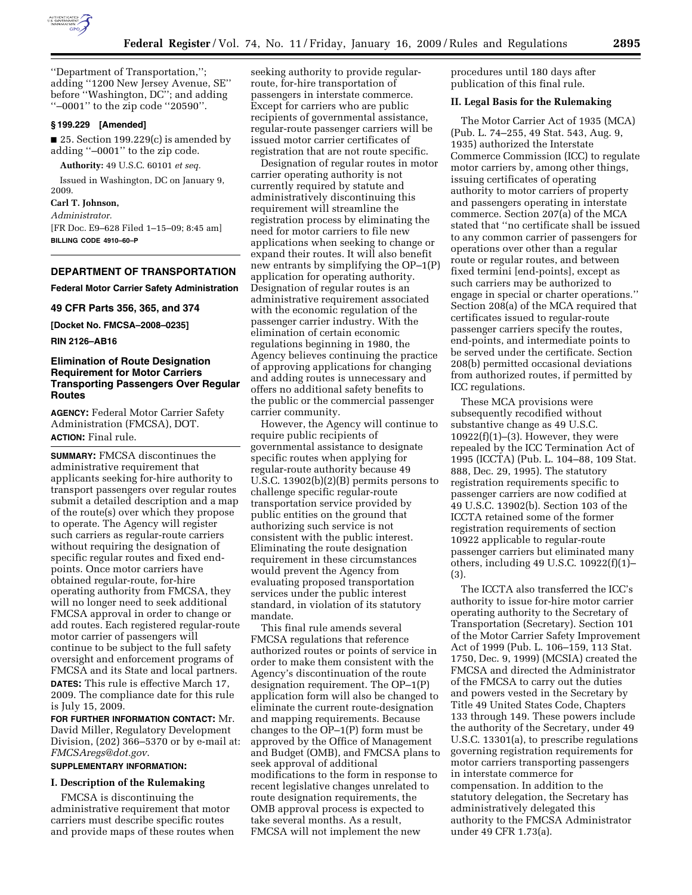''Department of Transportation,''; adding ''1200 New Jersey Avenue, SE'' before ''Washington, DC''; and adding ''–0001'' to the zip code ''20590''.

**§ 199.229 [Amended]**

■ 25. Section 199.229(c) is amended by adding ''–0001'' to the zip code.

**Authority:** 49 U.S.C. 60101 *et seq.*

Issued in Washington, DC on January 9, 2009.

**Carl T. Johnson,**

*Administrator.*

[FR Doc. E9–628 Filed 1–15–09; 8:45 am]

**BILLING CODE 4910–60–P**

## DEPARTMENT OF TRANSPORTATION

**Federal Motor Carrier Safety Administration**

**49 CFR Parts 356, 365, and 374**

**[Docket No. FMCSA–2008–0235]**

**RIN 2126–AB16**

### Elimination of Route Designation Requirement for Motor Carriers Transporting Passengers Over Regular Routes

**AGENCY:** Federal Motor Carrier Safety Administration (FMCSA), DOT.

**ACTION:** Final rule.

**SUMMARY:** FMCSA discontinues the administrative requirement that applicants seeking for-hire authority to transport passengers over regular routes submit a detailed description and a map of the route(s) over which they propose to operate. The Agency will register such carriers as regular-route carriers without requiring the designation of specific regular routes and fixed end-points. Once motor carriers have obtained regular-route, for-hire operating authority from FMCSA, they will no longer need to seek additional FMCSA approval in order to change or add routes. Each registered regular-route motor carrier of passengers will continue to be subject to the full safety oversight and enforcement programs of FMCSA and its State and local partners.

**DATES:** This rule is effective March 17, 2009. The compliance date for this rule is July 15, 2009.

**FOR FURTHER INFORMATION CONTACT:** Mr. David Miller, Regulatory Development Division, (202) 366–5370 or by e-mail at: *FMCSAregs@dot.gov*.

**SUPPLEMENTARY INFORMATION:**

#### I. Description of the Rulemaking

FMCSA is discontinuing the administrative requirement that motor carriers must describe specific routes and provide maps of these routes when seeking authority to provide regular-route, for-hire transportation of passengers in interstate commerce. Except for carriers who are public recipients of governmental assistance, regular-route passenger carriers will be issued motor carrier certificates of registration that are not route specific.

Designation of regular routes in motor carrier operating authority is not currently required by statute and administratively discontinuing this requirement will streamline the registration process by eliminating the need for motor carriers to file new applications when seeking to change or expand their routes. It will also benefit new entrants by simplifying the OP–1(P) application for operating authority. Designation of regular routes is an administrative requirement associated with the economic regulation of the passenger carrier industry. With the elimination of certain economic regulations beginning in 1980, the Agency believes continuing the practice of approving applications for changing and adding routes is unnecessary and offers no additional safety benefits to the public or the commercial passenger carrier community.

However, the Agency will continue to require public recipients of governmental assistance to designate specific routes when applying for regular-route authority because 49 U.S.C. 13902(b)(2)(B) permits persons to challenge specific regular-route transportation service provided by public entities on the ground that authorizing such service is not consistent with the public interest. Eliminating the route designation requirement in these circumstances would prevent the Agency from evaluating proposed transportation services under the public interest standard, in violation of its statutory mandate.

This final rule amends several FMCSA regulations that reference authorized routes or points of service in order to make them consistent with the Agency's discontinuation of the route designation requirement. The OP–1(P) application form will also be changed to eliminate the current route-designation and mapping requirements. Because changes to the OP–1(P) form must be approved by the Office of Management and Budget (OMB), and FMCSA plans to seek approval of additional modifications to the form in response to recent legislative changes unrelated to route designation requirements, the OMB approval process is expected to take several months. As a result, FMCSA will not implement the new procedures until 180 days after publication of this final rule.

#### II. Legal Basis for the Rulemaking

The Motor Carrier Act of 1935 (MCA) (Pub. L. 74–255, 49 Stat. 543, Aug. 9, 1935) authorized the Interstate Commerce Commission (ICC) to regulate motor carriers by, among other things, issuing certificates of operating authority to motor carriers of property and passengers operating in interstate commerce. Section 207(a) of the MCA stated that ''no certificate shall be issued to any common carrier of passengers for operations over other than a regular route or regular routes, and between fixed termini [end-points], except as such carriers may be authorized to engage in special or charter operations.'' Section 208(a) of the MCA required that certificates issued to regular-route passenger carriers specify the routes, end-points, and intermediate points to be served under the certificate. Section 208(b) permitted occasional deviations from authorized routes, if permitted by ICC regulations.

These MCA provisions were subsequently recodified without substantive change as 49 U.S.C. 10922(f)(1)–(3). However, they were repealed by the ICC Termination Act of 1995 (ICCTA) (Pub. L. 104–88, 109 Stat. 888, Dec. 29, 1995). The statutory registration requirements specific to passenger carriers are now codified at 49 U.S.C. 13902(b). Section 103 of the ICCTA retained some of the former registration requirements of section 10922 applicable to regular-route passenger carriers but eliminated many others, including 49 U.S.C. 10922(f)(1)–(3).

The ICCTA also transferred the ICC's authority to issue for-hire motor carrier operating authority to the Secretary of Transportation (Secretary). Section 101 of the Motor Carrier Safety Improvement Act of 1999 (Pub. L. 106–159, 113 Stat. 1750, Dec. 9, 1999) (MCSIA) created the FMCSA and directed the Administrator of the FMCSA to carry out the duties and powers vested in the Secretary by Title 49 United States Code, Chapters 133 through 149. These powers include the authority of the Secretary, under 49 U.S.C. 13301(a), to prescribe regulations governing registration requirements for motor carriers transporting passengers in interstate commerce for compensation. In addition to the statutory delegation, the Secretary has administratively delegated this authority to the FMCSA Administrator under 49 CFR 1.73(a).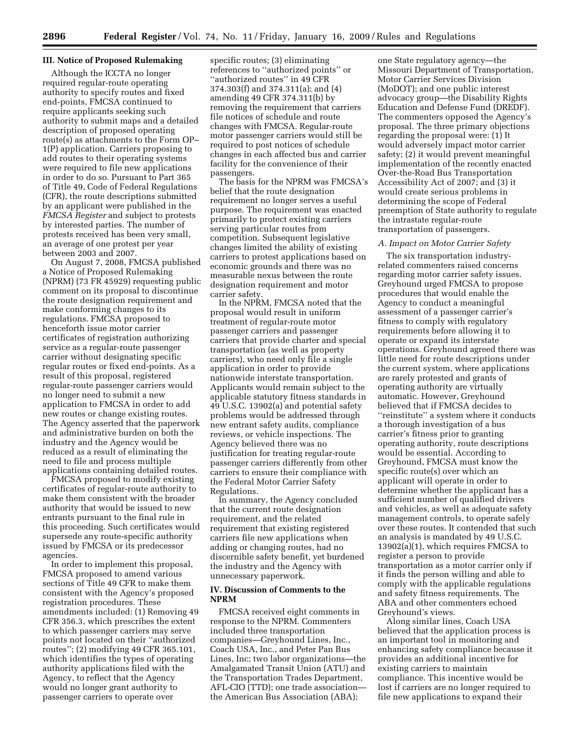## III. Notice of Proposed Rulemaking

Although the ICCTA no longer required regular-route operating authority to specify routes and fixed end-points, FMCSA continued to require applicants seeking such authority to submit maps and a detailed description of proposed operating route(s) as attachments to the Form OP–1(P) application. Carriers proposing to add routes to their operating systems were required to file new applications in order to do so. Pursuant to Part 365 of Title 49, Code of Federal Regulations (CFR), the route descriptions submitted by an applicant were published in the *FMCSA Register* and subject to protests by interested parties. The number of protests received has been very small, an average of one protest per year between 2003 and 2007.

On August 7, 2008, FMCSA published a Notice of Proposed Rulemaking (NPRM) (73 FR 45929) requesting public comment on its proposal to discontinue the route designation requirement and make conforming changes to its regulations. FMCSA proposed to henceforth issue motor carrier certificates of registration authorizing service as a regular-route passenger carrier without designating specific regular routes or fixed end-points. As a result of this proposal, registered regular-route passenger carriers would no longer need to submit a new application to FMCSA in order to add new routes or change existing routes. The Agency asserted that the paperwork and administrative burden on both the industry and the Agency would be reduced as a result of eliminating the need to file and process multiple applications containing detailed routes.

FMCSA proposed to modify existing certificates of regular-route authority to make them consistent with the broader authority that would be issued to new entrants pursuant to the final rule in this proceeding. Such certificates would supersede any route-specific authority issued by FMCSA or its predecessor agencies.

In order to implement this proposal, FMCSA proposed to amend various sections of Title 49 CFR to make them consistent with the Agency's proposed registration procedures. These amendments included: (1) Removing 49 CFR 356.3, which prescribes the extent to which passenger carriers may serve points not located on their ''authorized routes''; (2) modifying 49 CFR 365.101, which identifies the types of operating authority applications filed with the Agency, to reflect that the Agency would no longer grant authority to passenger carriers to operate over specific routes; (3) eliminating references to ''authorized points'' or ''authorized routes'' in 49 CFR 374.303(f) and 374.311(a); and (4) amending 49 CFR 374.311(b) by removing the requirement that carriers file notices of schedule and route changes with FMCSA. Regular-route motor passenger carriers would still be required to post notices of schedule changes in each affected bus and carrier facility for the convenience of their passengers.

The basis for the NPRM was FMCSA's belief that the route designation requirement no longer serves a useful purpose. The requirement was enacted primarily to protect existing carriers serving particular routes from competition. Subsequent legislative changes limited the ability of existing carriers to protest applications based on economic grounds and there was no measurable nexus between the route designation requirement and motor carrier safety.

In the NPRM, FMCSA noted that the proposal would result in uniform treatment of regular-route motor passenger carriers and passenger carriers that provide charter and special transportation (as well as property carriers), who need only file a single application in order to provide nationwide interstate transportation. Applicants would remain subject to the applicable statutory fitness standards in 49 U.S.C. 13902(a) and potential safety problems would be addressed through new entrant safety audits, compliance reviews, or vehicle inspections. The Agency believed there was no justification for treating regular-route passenger carriers differently from other carriers to ensure their compliance with the Federal Motor Carrier Safety Regulations.

In summary, the Agency concluded that the current route designation requirement, and the related requirement that existing registered carriers file new applications when adding or changing routes, had no discernible safety benefit, yet burdened the industry and the Agency with unnecessary paperwork.

## IV. Discussion of Comments to the NPRM

FMCSA received eight comments in response to the NPRM. Commenters included three transportation companies—Greyhound Lines, Inc., Coach USA, Inc., and Peter Pan Bus Lines, Inc; two labor organizations—the Amalgamated Transit Union (ATU) and the Transportation Trades Department, AFL-CIO (TTD); one trade association—the American Bus Association (ABA); one State regulatory agency—the Missouri Department of Transportation, Motor Carrier Services Division (MoDOT); and one public interest advocacy group—the Disability Rights Education and Defense Fund (DREDF). The commenters opposed the Agency's proposal. The three primary objections regarding the proposal were: (1) It would adversely impact motor carrier safety; (2) it would prevent meaningful implementation of the recently enacted Over-the-Road Bus Transportation Accessibility Act of 2007; and (3) it would create serious problems in determining the scope of Federal preemption of State authority to regulate the intrastate regular-route transportation of passengers.

### *A. Impact on Motor Carrier Safety*

The six transportation industry-related commenters raised concerns regarding motor carrier safety issues. Greyhound urged FMCSA to propose procedures that would enable the Agency to conduct a meaningful assessment of a passenger carrier's fitness to comply with regulatory requirements before allowing it to operate or expand its interstate operations. Greyhound agreed there was little need for route descriptions under the current system, where applications are rarely protested and grants of operating authority are virtually automatic. However, Greyhound believed that if FMCSA decides to ''reinstitute'' a system where it conducts a thorough investigation of a bus carrier's fitness prior to granting operating authority, route descriptions would be essential. According to Greyhound, FMCSA must know the specific route(s) over which an applicant will operate in order to determine whether the applicant has a sufficient number of qualified drivers and vehicles, as well as adequate safety management controls, to operate safely over these routes. It contended that such an analysis is mandated by 49 U.S.C. 13902(a)(1), which requires FMCSA to register a person to provide transportation as a motor carrier only if it finds the person willing and able to comply with the applicable regulations and safety fitness requirements. The ABA and other commenters echoed Greyhound's views.

Along similar lines, Coach USA believed that the application process is an important tool in monitoring and enhancing safety compliance because it provides an additional incentive for existing carriers to maintain compliance. This incentive would be lost if carriers are no longer required to file new applications to expand their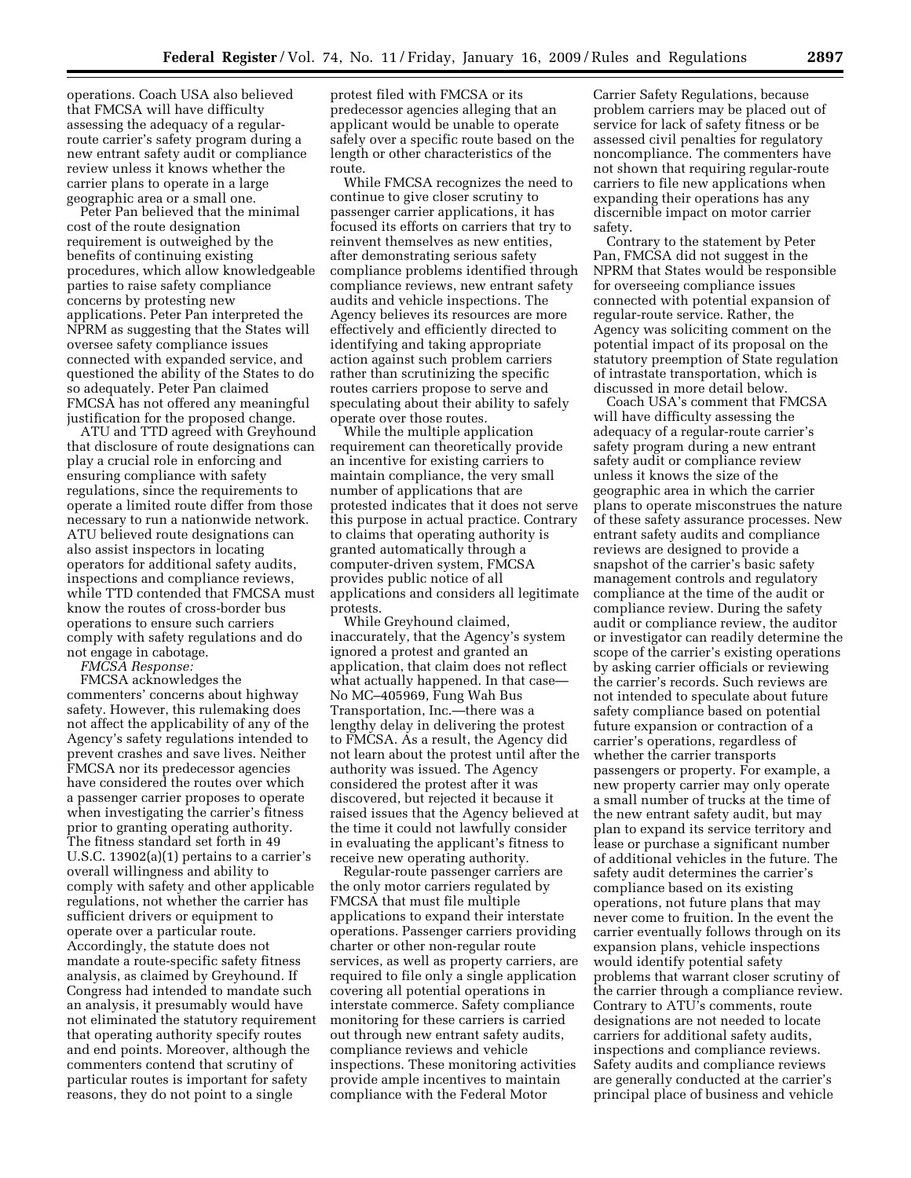operations. Coach USA also believed that FMCSA will have difficulty assessing the adequacy of a regular-route carrier's safety program during a new entrant safety audit or compliance review unless it knows whether the carrier plans to operate in a large geographic area or a small one.

Peter Pan believed that the minimal cost of the route designation requirement is outweighed by the benefits of continuing existing procedures, which allow knowledgeable parties to raise safety compliance concerns by protesting new applications. Peter Pan interpreted the NPRM as suggesting that the States will oversee safety compliance issues connected with expanded service, and questioned the ability of the States to do so adequately. Peter Pan claimed FMCSA has not offered any meaningful justification for the proposed change.

ATU and TTD agreed with Greyhound that disclosure of route designations can play a crucial role in enforcing and ensuring compliance with safety regulations, since the requirements to operate a limited route differ from those necessary to run a nationwide network. ATU believed route designations can also assist inspectors in locating operators for additional safety audits, inspections and compliance reviews, while TTD contended that FMCSA must know the routes of cross-border bus operations to ensure such carriers comply with safety regulations and do not engage in cabotage.

*FMCSA Response:*

FMCSA acknowledges the commenters' concerns about highway safety. However, this rulemaking does not affect the applicability of any of the Agency's safety regulations intended to prevent crashes and save lives. Neither FMCSA nor its predecessor agencies have considered the routes over which a passenger carrier proposes to operate when investigating the carrier's fitness prior to granting operating authority. The fitness standard set forth in 49 U.S.C. 13902(a)(1) pertains to a carrier's overall willingness and ability to comply with safety and other applicable regulations, not whether the carrier has sufficient drivers or equipment to operate over a particular route. Accordingly, the statute does not mandate a route-specific safety fitness analysis, as claimed by Greyhound. If Congress had intended to mandate such an analysis, it presumably would have not eliminated the statutory requirement that operating authority specify routes and end points. Moreover, although the commenters contend that scrutiny of particular routes is important for safety reasons, they do not point to a single protest filed with FMCSA or its predecessor agencies alleging that an applicant would be unable to operate safely over a specific route based on the length or other characteristics of the route.

While FMCSA recognizes the need to continue to give closer scrutiny to passenger carrier applications, it has focused its efforts on carriers that try to reinvent themselves as new entities, after demonstrating serious safety compliance problems identified through compliance reviews, new entrant safety audits and vehicle inspections. The Agency believes its resources are more effectively and efficiently directed to identifying and taking appropriate action against such problem carriers rather than scrutinizing the specific routes carriers propose to serve and speculating about their ability to safely operate over those routes.

While the multiple application requirement can theoretically provide an incentive for existing carriers to maintain compliance, the very small number of applications that are protested indicates that it does not serve this purpose in actual practice. Contrary to claims that operating authority is granted automatically through a computer-driven system, FMCSA provides public notice of all applications and considers all legitimate protests.

While Greyhound claimed, inaccurately, that the Agency's system ignored a protest and granted an application, that claim does not reflect what actually happened. In that case—No MC–405969, Fung Wah Bus Transportation, Inc.—there was a lengthy delay in delivering the protest to FMCSA. As a result, the Agency did not learn about the protest until after the authority was issued. The Agency considered the protest after it was discovered, but rejected it because it raised issues that the Agency believed at the time it could not lawfully consider in evaluating the applicant's fitness to receive new operating authority.

Regular-route passenger carriers are the only motor carriers regulated by FMCSA that must file multiple applications to expand their interstate operations. Passenger carriers providing charter or other non-regular route services, as well as property carriers, are required to file only a single application covering all potential operations in interstate commerce. Safety compliance monitoring for these carriers is carried out through new entrant safety audits, compliance reviews and vehicle inspections. These monitoring activities provide ample incentives to maintain compliance with the Federal Motor Carrier Safety Regulations, because problem carriers may be placed out of service for lack of safety fitness or be assessed civil penalties for regulatory noncompliance. The commenters have not shown that requiring regular-route carriers to file new applications when expanding their operations has any discernible impact on motor carrier safety.

Contrary to the statement by Peter Pan, FMCSA did not suggest in the NPRM that States would be responsible for overseeing compliance issues connected with potential expansion of regular-route service. Rather, the Agency was soliciting comment on the potential impact of its proposal on the statutory preemption of State regulation of intrastate transportation, which is discussed in more detail below.

Coach USA's comment that FMCSA will have difficulty assessing the adequacy of a regular-route carrier's safety program during a new entrant safety audit or compliance review unless it knows the size of the geographic area in which the carrier plans to operate misconstrues the nature of these safety assurance processes. New entrant safety audits and compliance reviews are designed to provide a snapshot of the carrier's basic safety management controls and regulatory compliance at the time of the audit or compliance review. During the safety audit or compliance review, the auditor or investigator can readily determine the scope of the carrier's existing operations by asking carrier officials or reviewing the carrier's records. Such reviews are not intended to speculate about future safety compliance based on potential future expansion or contraction of a carrier's operations, regardless of whether the carrier transports passengers or property. For example, a new property carrier may only operate a small number of trucks at the time of the new entrant safety audit, but may plan to expand its service territory and lease or purchase a significant number of additional vehicles in the future. The safety audit determines the carrier's compliance based on its existing operations, not future plans that may never come to fruition. In the event the carrier eventually follows through on its expansion plans, vehicle inspections would identify potential safety problems that warrant closer scrutiny of the carrier through a compliance review. Contrary to ATU's comments, route designations are not needed to locate carriers for additional safety audits, inspections and compliance reviews. Safety audits and compliance reviews are generally conducted at the carrier's principal place of business and vehicle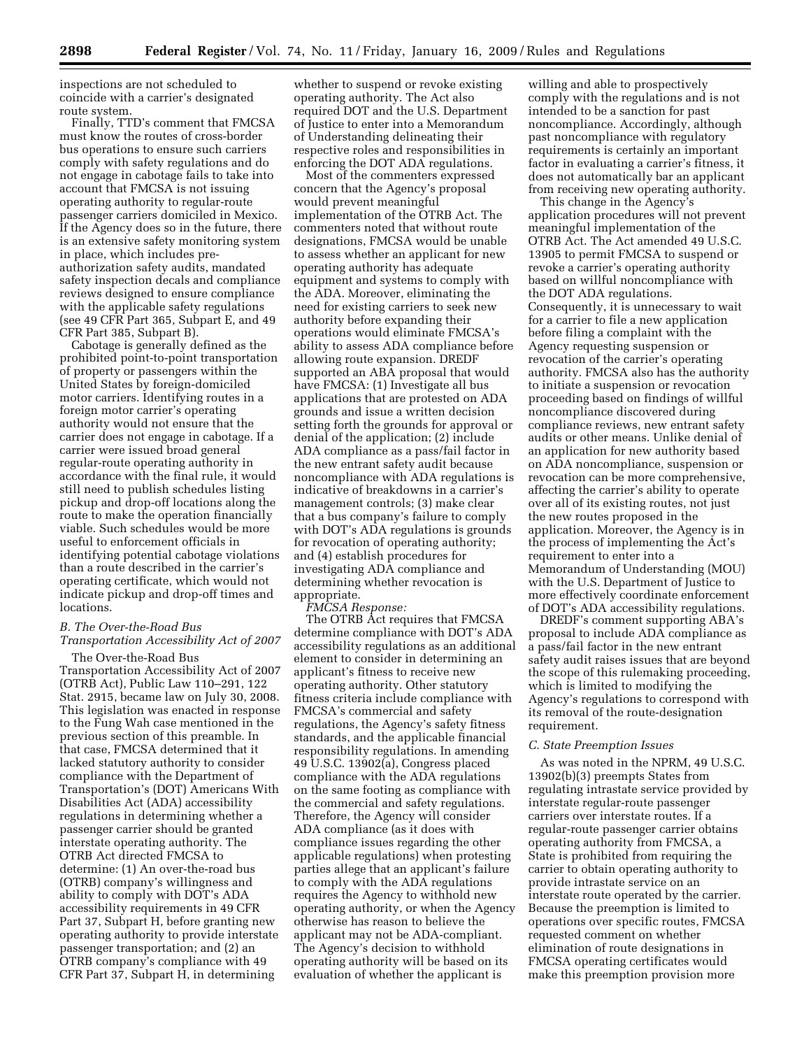inspections are not scheduled to coincide with a carrier's designated route system.

Finally, TTD's comment that FMCSA must know the routes of cross-border bus operations to ensure such carriers comply with safety regulations and do not engage in cabotage fails to take into account that FMCSA is not issuing operating authority to regular-route passenger carriers domiciled in Mexico. If the Agency does so in the future, there is an extensive safety monitoring system in place, which includes pre-authorization safety audits, mandated safety inspection decals and compliance reviews designed to ensure compliance with the applicable safety regulations (see 49 CFR Part 365, Subpart E, and 49 CFR Part 385, Subpart B).

Cabotage is generally defined as the prohibited point-to-point transportation of property or passengers within the United States by foreign-domiciled motor carriers. Identifying routes in a foreign motor carrier's operating authority would not ensure that the carrier does not engage in cabotage. If a carrier were issued broad general regular-route operating authority in accordance with the final rule, it would still need to publish schedules listing pickup and drop-off locations along the route to make the operation financially viable. Such schedules would be more useful to enforcement officials in identifying potential cabotage violations than a route described in the carrier's operating certificate, which would not indicate pickup and drop-off times and locations.

### *B. The Over-the-Road Bus Transportation Accessibility Act of 2007*

The Over-the-Road Bus Transportation Accessibility Act of 2007 (OTRB Act), Public Law 110–291, 122 Stat. 2915, became law on July 30, 2008. This legislation was enacted in response to the Fung Wah case mentioned in the previous section of this preamble. In that case, FMCSA determined that it lacked statutory authority to consider compliance with the Department of Transportation's (DOT) Americans With Disabilities Act (ADA) accessibility regulations in determining whether a passenger carrier should be granted interstate operating authority. The OTRB Act directed FMCSA to determine: (1) An over-the-road bus (OTRB) company's willingness and ability to comply with DOT's ADA accessibility requirements in 49 CFR Part 37, Subpart H, before granting new operating authority to provide interstate passenger transportation; and (2) an OTRB company's compliance with 49 CFR Part 37, Subpart H, in determining whether to suspend or revoke existing operating authority. The Act also required DOT and the U.S. Department of Justice to enter into a Memorandum of Understanding delineating their respective roles and responsibilities in enforcing the DOT ADA regulations.

Most of the commenters expressed concern that the Agency's proposal would prevent meaningful implementation of the OTRB Act. The commenters noted that without route designations, FMCSA would be unable to assess whether an applicant for new operating authority has adequate equipment and systems to comply with the ADA. Moreover, eliminating the need for existing carriers to seek new authority before expanding their operations would eliminate FMCSA's ability to assess ADA compliance before allowing route expansion. DREDF supported an ABA proposal that would have FMCSA: (1) Investigate all bus applications that are protested on ADA grounds and issue a written decision setting forth the grounds for approval or denial of the application; (2) include ADA compliance as a pass/fail factor in the new entrant safety audit because noncompliance with ADA regulations is indicative of breakdowns in a carrier's management controls; (3) make clear that a bus company's failure to comply with DOT's ADA regulations is grounds for revocation of operating authority; and (4) establish procedures for investigating ADA compliance and determining whether revocation is appropriate.

*FMCSA Response:*

The OTRB Act requires that FMCSA determine compliance with DOT's ADA accessibility regulations as an additional element to consider in determining an applicant's fitness to receive new operating authority. Other statutory fitness criteria include compliance with FMCSA's commercial and safety regulations, the Agency's safety fitness standards, and the applicable financial responsibility regulations. In amending 49 U.S.C. 13902(a), Congress placed compliance with the ADA regulations on the same footing as compliance with the commercial and safety regulations. Therefore, the Agency will consider ADA compliance (as it does with compliance issues regarding the other applicable regulations) when protesting parties allege that an applicant's failure to comply with the ADA regulations requires the Agency to withhold new operating authority, or when the Agency otherwise has reason to believe the applicant may not be ADA-compliant. The Agency's decision to withhold operating authority will be based on its evaluation of whether the applicant is willing and able to prospectively comply with the regulations and is not intended to be a sanction for past noncompliance. Accordingly, although past noncompliance with regulatory requirements is certainly an important factor in evaluating a carrier's fitness, it does not automatically bar an applicant from receiving new operating authority.

This change in the Agency's application procedures will not prevent meaningful implementation of the OTRB Act. The Act amended 49 U.S.C. 13905 to permit FMCSA to suspend or revoke a carrier's operating authority based on willful noncompliance with the DOT ADA regulations. Consequently, it is unnecessary to wait for a carrier to file a new application before filing a complaint with the Agency requesting suspension or revocation of the carrier's operating authority. FMCSA also has the authority to initiate a suspension or revocation proceeding based on findings of willful noncompliance discovered during compliance reviews, new entrant safety audits or other means. Unlike denial of an application for new authority based on ADA noncompliance, suspension or revocation can be more comprehensive, affecting the carrier's ability to operate over all of its existing routes, not just the new routes proposed in the application. Moreover, the Agency is in the process of implementing the Act's requirement to enter into a Memorandum of Understanding (MOU) with the U.S. Department of Justice to more effectively coordinate enforcement of DOT's ADA accessibility regulations.

DREDF's comment supporting ABA's proposal to include ADA compliance as a pass/fail factor in the new entrant safety audit raises issues that are beyond the scope of this rulemaking proceeding, which is limited to modifying the Agency's regulations to correspond with its removal of the route-designation requirement.

### *C. State Preemption Issues*

As was noted in the NPRM, 49 U.S.C. 13902(b)(3) preempts States from regulating intrastate service provided by interstate regular-route passenger carriers over interstate routes. If a regular-route passenger carrier obtains operating authority from FMCSA, a State is prohibited from requiring the carrier to obtain operating authority to provide intrastate service on an interstate route operated by the carrier. Because the preemption is limited to operations over specific routes, FMCSA requested comment on whether elimination of route designations in FMCSA operating certificates would make this preemption provision more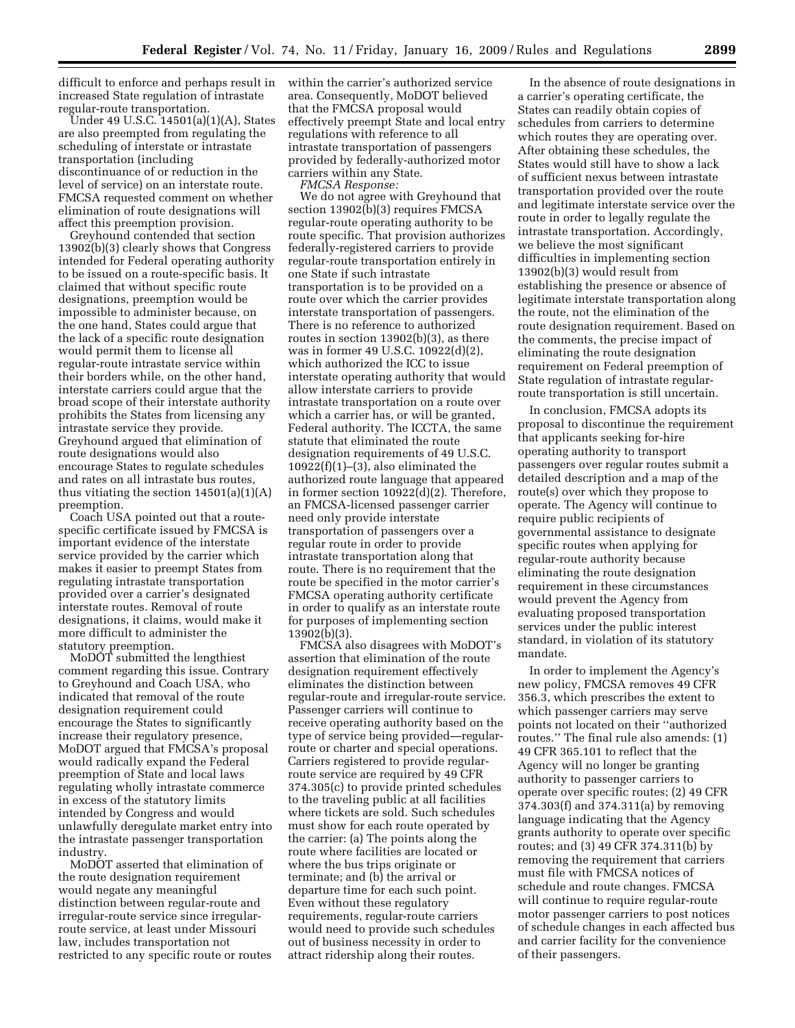difficult to enforce and perhaps result in increased State regulation of intrastate regular-route transportation.

Under 49 U.S.C. 14501(a)(1)(A), States are also preempted from regulating the scheduling of interstate or intrastate transportation (including discontinuance of or reduction in the level of service) on an interstate route. FMCSA requested comment on whether elimination of route designations will affect this preemption provision.

Greyhound contended that section 13902(b)(3) clearly shows that Congress intended for Federal operating authority to be issued on a route-specific basis. It claimed that without specific route designations, preemption would be impossible to administer because, on the one hand, States could argue that the lack of a specific route designation would permit them to license all regular-route intrastate service within their borders while, on the other hand, interstate carriers could argue that the broad scope of their interstate authority prohibits the States from licensing any intrastate service they provide. Greyhound argued that elimination of route designations would also encourage States to regulate schedules and rates on all intrastate bus routes, thus vitiating the section 14501(a)(1)(A) preemption.

Coach USA pointed out that a route-specific certificate issued by FMCSA is important evidence of the interstate service provided by the carrier which makes it easier to preempt States from regulating intrastate transportation provided over a carrier's designated interstate routes. Removal of route designations, it claims, would make it more difficult to administer the statutory preemption.

MoDOT submitted the lengthiest comment regarding this issue. Contrary to Greyhound and Coach USA, who indicated that removal of the route designation requirement could encourage the States to significantly increase their regulatory presence, MoDOT argued that FMCSA's proposal would radically expand the Federal preemption of State and local laws regulating wholly intrastate commerce in excess of the statutory limits intended by Congress and would unlawfully deregulate market entry into the intrastate passenger transportation industry.

MoDOT asserted that elimination of the route designation requirement would negate any meaningful distinction between regular-route and irregular-route service since irregular-route service, at least under Missouri law, includes transportation not restricted to any specific route or routes within the carrier's authorized service area. Consequently, MoDOT believed that the FMCSA proposal would effectively preempt State and local entry regulations with reference to all intrastate transportation of passengers provided by federally-authorized motor carriers within any State.

*FMCSA Response:*

We do not agree with Greyhound that section 13902(b)(3) requires FMCSA regular-route operating authority to be route specific. That provision authorizes federally-registered carriers to provide regular-route transportation entirely in one State if such intrastate transportation is to be provided on a route over which the carrier provides interstate transportation of passengers. There is no reference to authorized routes in section 13902(b)(3), as there was in former 49 U.S.C. 10922(d)(2), which authorized the ICC to issue interstate operating authority that would allow interstate carriers to provide intrastate transportation on a route over which a carrier has, or will be granted, Federal authority. The ICCTA, the same statute that eliminated the route designation requirements of 49 U.S.C. 10922(f)(1)–(3), also eliminated the authorized route language that appeared in former section 10922(d)(2). Therefore, an FMCSA-licensed passenger carrier need only provide interstate transportation of passengers over a regular route in order to provide intrastate transportation along that route. There is no requirement that the route be specified in the motor carrier's FMCSA operating authority certificate in order to qualify as an interstate route for purposes of implementing section 13902(b)(3).

FMCSA also disagrees with MoDOT's assertion that elimination of the route designation requirement effectively eliminates the distinction between regular-route and irregular-route service. Passenger carriers will continue to receive operating authority based on the type of service being provided—regular-route or charter and special operations. Carriers registered to provide regular-route service are required by 49 CFR 374.305(c) to provide printed schedules to the traveling public at all facilities where tickets are sold. Such schedules must show for each route operated by the carrier: (a) The points along the route where facilities are located or where the bus trips originate or terminate; and (b) the arrival or departure time for each such point. Even without these regulatory requirements, regular-route carriers would need to provide such schedules out of business necessity in order to attract ridership along their routes.

In the absence of route designations in a carrier's operating certificate, the States can readily obtain copies of schedules from carriers to determine which routes they are operating over. After obtaining these schedules, the States would still have to show a lack of sufficient nexus between intrastate transportation provided over the route and legitimate interstate service over the route in order to legally regulate the intrastate transportation. Accordingly, we believe the most significant difficulties in implementing section 13902(b)(3) would result from establishing the presence or absence of legitimate interstate transportation along the route, not the elimination of the route designation requirement. Based on the comments, the precise impact of eliminating the route designation requirement on Federal preemption of State regulation of intrastate regular-route transportation is still uncertain.

In conclusion, FMCSA adopts its proposal to discontinue the requirement that applicants seeking for-hire operating authority to transport passengers over regular routes submit a detailed description and a map of the route(s) over which they propose to operate. The Agency will continue to require public recipients of governmental assistance to designate specific routes when applying for regular-route authority because eliminating the route designation requirement in these circumstances would prevent the Agency from evaluating proposed transportation services under the public interest standard, in violation of its statutory mandate.

In order to implement the Agency's new policy, FMCSA removes 49 CFR 356.3, which prescribes the extent to which passenger carriers may serve points not located on their "authorized routes." The final rule also amends: (1) 49 CFR 365.101 to reflect that the Agency will no longer be granting authority to passenger carriers to operate over specific routes; (2) 49 CFR 374.303(f) and 374.311(a) by removing language indicating that the Agency grants authority to operate over specific routes; and (3) 49 CFR 374.311(b) by removing the requirement that carriers must file with FMCSA notices of schedule and route changes. FMCSA will continue to require regular-route motor passenger carriers to post notices of schedule changes in each affected bus and carrier facility for the convenience of their passengers.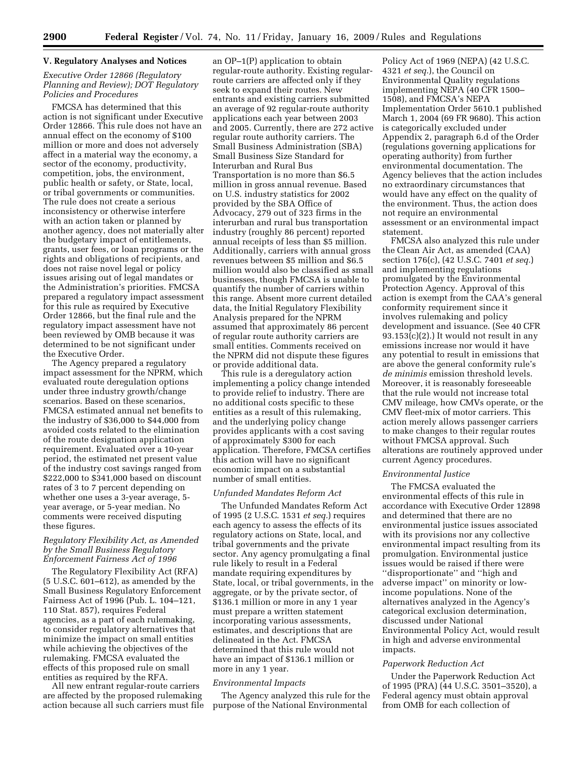## V. Regulatory Analyses and Notices

### *Executive Order 12866 (Regulatory Planning and Review); DOT Regulatory Policies and Procedures*

FMCSA has determined that this action is not significant under Executive Order 12866. This rule does not have an annual effect on the economy of $100 million or more and does not adversely affect in a material way the economy, a sector of the economy, productivity, competition, jobs, the environment, public health or safety, or State, local, or tribal governments or communities. The rule does not create a serious inconsistency or otherwise interfere with an action taken or planned by another agency, does not materially alter the budgetary impact of entitlements, grants, user fees, or loan programs or the rights and obligations of recipients, and does not raise novel legal or policy issues arising out of legal mandates or the Administration's priorities. FMCSA prepared a regulatory impact assessment for this rule as required by Executive Order 12866, but the final rule and the regulatory impact assessment have not been reviewed by OMB because it was determined to be not significant under the Executive Order.

The Agency prepared a regulatory impact assessment for the NPRM, which evaluated route deregulation options under three industry growth/change scenarios. Based on these scenarios, FMCSA estimated annual net benefits to the industry of $36,000 to $44,000 from avoided costs related to the elimination of the route designation application requirement. Evaluated over a 10-year period, the estimated net present value of the industry cost savings ranged from $222,000 to $341,000 based on discount rates of 3 to 7 percent depending on whether one uses a 3-year average, 5-year average, or 5-year median. No comments were received disputing these figures.

### *Regulatory Flexibility Act, as Amended by the Small Business Regulatory Enforcement Fairness Act of 1996*

The Regulatory Flexibility Act (RFA) (5 U.S.C. 601–612), as amended by the Small Business Regulatory Enforcement Fairness Act of 1996 (Pub. L. 104–121, 110 Stat. 857), requires Federal agencies, as a part of each rulemaking, to consider regulatory alternatives that minimize the impact on small entities while achieving the objectives of the rulemaking. FMCSA evaluated the effects of this proposed rule on small entities as required by the RFA.

All new entrant regular-route carriers are affected by the proposed rulemaking action because all such carriers must file an OP–1(P) application to obtain regular-route authority. Existing regular-route carriers are affected only if they seek to expand their routes. New entrants and existing carriers submitted an average of 92 regular-route authority applications each year between 2003 and 2005. Currently, there are 272 active regular route authority carriers. The Small Business Administration (SBA) Small Business Size Standard for Interurban and Rural Bus Transportation is no more than $6.5 million in gross annual revenue. Based on U.S. industry statistics for 2002 provided by the SBA Office of Advocacy, 279 out of 323 firms in the interurban and rural bus transportation industry (roughly 86 percent) reported annual receipts of less than $5 million. Additionally, carriers with annual gross revenues between $5 million and $6.5 million would also be classified as small businesses, though FMCSA is unable to quantify the number of carriers within this range. Absent more current detailed data, the Initial Regulatory Flexibility Analysis prepared for the NPRM assumed that approximately 86 percent of regular route authority carriers are small entities. Comments received on the NPRM did not dispute these figures or provide additional data.

This rule is a deregulatory action implementing a policy change intended to provide relief to industry. There are no additional costs specific to these entities as a result of this rulemaking, and the underlying policy change provides applicants with a cost saving of approximately $300 for each application. Therefore, FMCSA certifies this action will have no significant economic impact on a substantial number of small entities.

### *Unfunded Mandates Reform Act*

The Unfunded Mandates Reform Act of 1995 (2 U.S.C. 1531 *et seq.*) requires each agency to assess the effects of its regulatory actions on State, local, and tribal governments and the private sector. Any agency promulgating a final rule likely to result in a Federal mandate requiring expenditures by State, local, or tribal governments, in the aggregate, or by the private sector, of $136.1 million or more in any 1 year must prepare a written statement incorporating various assessments, estimates, and descriptions that are delineated in the Act. FMCSA determined that this rule would not have an impact of $136.1 million or more in any 1 year.

### *Environmental Impacts*

The Agency analyzed this rule for the purpose of the National Environmental Policy Act of 1969 (NEPA) (42 U.S.C. 4321 *et seq.*), the Council on Environmental Quality regulations implementing NEPA (40 CFR 1500–1508), and FMCSA's NEPA Implementation Order 5610.1 published March 1, 2004 (69 FR 9680). This action is categorically excluded under Appendix 2, paragraph 6.d of the Order (regulations governing applications for operating authority) from further environmental documentation. The Agency believes that the action includes no extraordinary circumstances that would have any effect on the quality of the environment. Thus, the action does not require an environmental assessment or an environmental impact statement.

FMCSA also analyzed this rule under the Clean Air Act, as amended (CAA) section 176(c), (42 U.S.C. 7401 *et seq.*) and implementing regulations promulgated by the Environmental Protection Agency. Approval of this action is exempt from the CAA's general conformity requirement since it involves rulemaking and policy development and issuance. (See 40 CFR 93.153(c)(2).) It would not result in any emissions increase nor would it have any potential to result in emissions that are above the general conformity rule's *de minimis* emission threshold levels. Moreover, it is reasonably foreseeable that the rule would not increase total CMV mileage, how CMVs operate, or the CMV fleet-mix of motor carriers. This action merely allows passenger carriers to make changes to their regular routes without FMCSA approval. Such alterations are routinely approved under current Agency procedures.

### *Environmental Justice*

The FMCSA evaluated the environmental effects of this rule in accordance with Executive Order 12898 and determined that there are no environmental justice issues associated with its provisions nor any collective environmental impact resulting from its promulgation. Environmental justice issues would be raised if there were ''disproportionate'' and ''high and adverse impact'' on minority or low-income populations. None of the alternatives analyzed in the Agency's categorical exclusion determination, discussed under National Environmental Policy Act, would result in high and adverse environmental impacts.

### *Paperwork Reduction Act*

Under the Paperwork Reduction Act of 1995 (PRA) (44 U.S.C. 3501–3520), a Federal agency must obtain approval from OMB for each collection of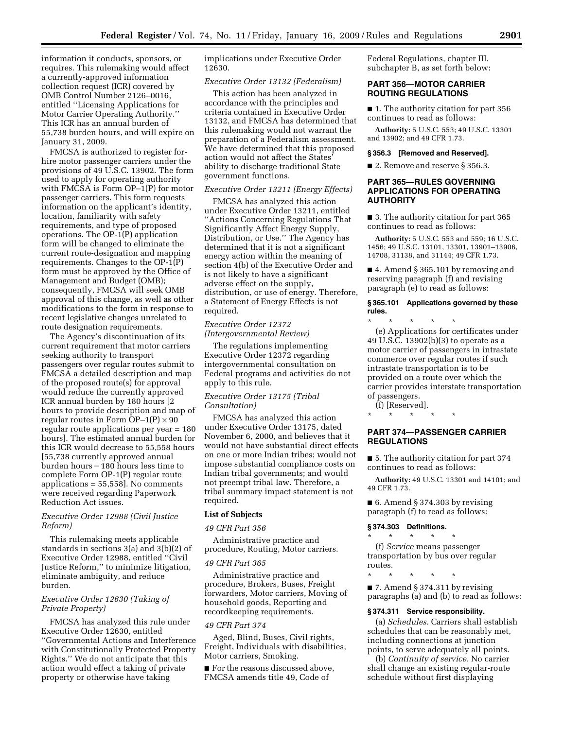information it conducts, sponsors, or requires. This rulemaking would affect a currently-approved information collection request (ICR) covered by OMB Control Number 2126–0016, entitled ''Licensing Applications for Motor Carrier Operating Authority.'' This ICR has an annual burden of 55,738 burden hours, and will expire on January 31, 2009.

FMCSA is authorized to register for-hire motor passenger carriers under the provisions of 49 U.S.C. 13902. The form used to apply for operating authority with FMCSA is Form OP–1(P) for motor passenger carriers. This form requests information on the applicant's identity, location, familiarity with safety requirements, and type of proposed operations. The OP-1(P) application form will be changed to eliminate the current route-designation and mapping requirements. Changes to the OP-1(P) form must be approved by the Office of Management and Budget (OMB); consequently, FMCSA will seek OMB approval of this change, as well as other modifications to the form in response to recent legislative changes unrelated to route designation requirements.

The Agency's discontinuation of its current requirement that motor carriers seeking authority to transport passengers over regular routes submit to FMCSA a detailed description and map of the proposed route(s) for approval would reduce the currently approved ICR annual burden by 180 hours [2 hours to provide description and map of regular routes in Form OP–1(P) $\times$ 90 regular route applications per year = 180 hours]. The estimated annual burden for this ICR would decrease to 55,558 hours [55,738 currently approved annual burden hours $-$ 180 hours less time to complete Form OP-1(P) regular route applications = 55,558]. No comments were received regarding Paperwork Reduction Act issues.

*Executive Order 12988 (Civil Justice Reform)*

This rulemaking meets applicable standards in sections 3(a) and 3(b)(2) of Executive Order 12988, entitled ''Civil Justice Reform,'' to minimize litigation, eliminate ambiguity, and reduce burden.

*Executive Order 12630 (Taking of Private Property)*

FMCSA has analyzed this rule under Executive Order 12630, entitled ''Governmental Actions and Interference with Constitutionally Protected Property Rights.'' We do not anticipate that this action would effect a taking of private property or otherwise have taking implications under Executive Order 12630.

*Executive Order 13132 (Federalism)*

This action has been analyzed in accordance with the principles and criteria contained in Executive Order 13132, and FMCSA has determined that this rulemaking would not warrant the preparation of a Federalism assessment. We have determined that this proposed action would not affect the States' ability to discharge traditional State government functions.

*Executive Order 13211 (Energy Effects)*

FMCSA has analyzed this action under Executive Order 13211, entitled ''Actions Concerning Regulations That Significantly Affect Energy Supply, Distribution, or Use.'' The Agency has determined that it is not a significant energy action within the meaning of section 4(b) of the Executive Order and is not likely to have a significant adverse effect on the supply, distribution, or use of energy. Therefore, a Statement of Energy Effects is not required.

*Executive Order 12372 (Intergovernmental Review)*

The regulations implementing Executive Order 12372 regarding intergovernmental consultation on Federal programs and activities do not apply to this rule.

*Executive Order 13175 (Tribal Consultation)*

FMCSA has analyzed this action under Executive Order 13175, dated November 6, 2000, and believes that it would not have substantial direct effects on one or more Indian tribes; would not impose substantial compliance costs on Indian tribal governments; and would not preempt tribal law. Therefore, a tribal summary impact statement is not required.

**List of Subjects**

*49 CFR Part 356*

Administrative practice and procedure, Routing, Motor carriers.

*49 CFR Part 365*

Administrative practice and procedure, Brokers, Buses, Freight forwarders, Motor carriers, Moving of household goods, Reporting and recordkeeping requirements.

*49 CFR Part 374*

Aged, Blind, Buses, Civil rights, Freight, Individuals with disabilities, Motor carriers, Smoking.

■ For the reasons discussed above, FMCSA amends title 49, Code of Federal Regulations, chapter III, subchapter B, as set forth below:

## PART 356—MOTOR CARRIER ROUTING REGULATIONS

■ 1. The authority citation for part 356 continues to read as follows:

**Authority:** 5 U.S.C. 553; 49 U.S.C. 13301 and 13902; and 49 CFR 1.73.

### § 356.3 [Removed and Reserved].

■ 2. Remove and reserve § 356.3.

## PART 365—RULES GOVERNING APPLICATIONS FOR OPERATING AUTHORITY

■ 3. The authority citation for part 365 continues to read as follows:

**Authority:** 5 U.S.C. 553 and 559; 16 U.S.C. 1456; 49 U.S.C. 13101, 13301, 13901–13906, 14708, 31138, and 31144; 49 CFR 1.73.

■ 4. Amend § 365.101 by removing and reserving paragraph (f) and revising paragraph (e) to read as follows:

### § 365.101 Applications governed by these rules.

\* \* \* \* \*

(e) Applications for certificates under 49 U.S.C. 13902(b)(3) to operate as a motor carrier of passengers in intrastate commerce over regular routes if such intrastate transportation is to be provided on a route over which the carrier provides interstate transportation of passengers.

(f) [Reserved].

\* \* \* \* \*

## PART 374—PASSENGER CARRIER REGULATIONS

■ 5. The authority citation for part 374 continues to read as follows:

**Authority:** 49 U.S.C. 13301 and 14101; and 49 CFR 1.73.

■ 6. Amend § 374.303 by revising paragraph (f) to read as follows:

### § 374.303 Definitions.

\* \* \* \* \*

(f) *Service* means passenger transportation by bus over regular routes.

\* \* \* \* \*

■ 7. Amend § 374.311 by revising paragraphs (a) and (b) to read as follows:

### § 374.311 Service responsibility.

(a) *Schedules.* Carriers shall establish schedules that can be reasonably met, including connections at junction points, to serve adequately all points.

(b) *Continuity of service.* No carrier shall change an existing regular-route schedule without first displaying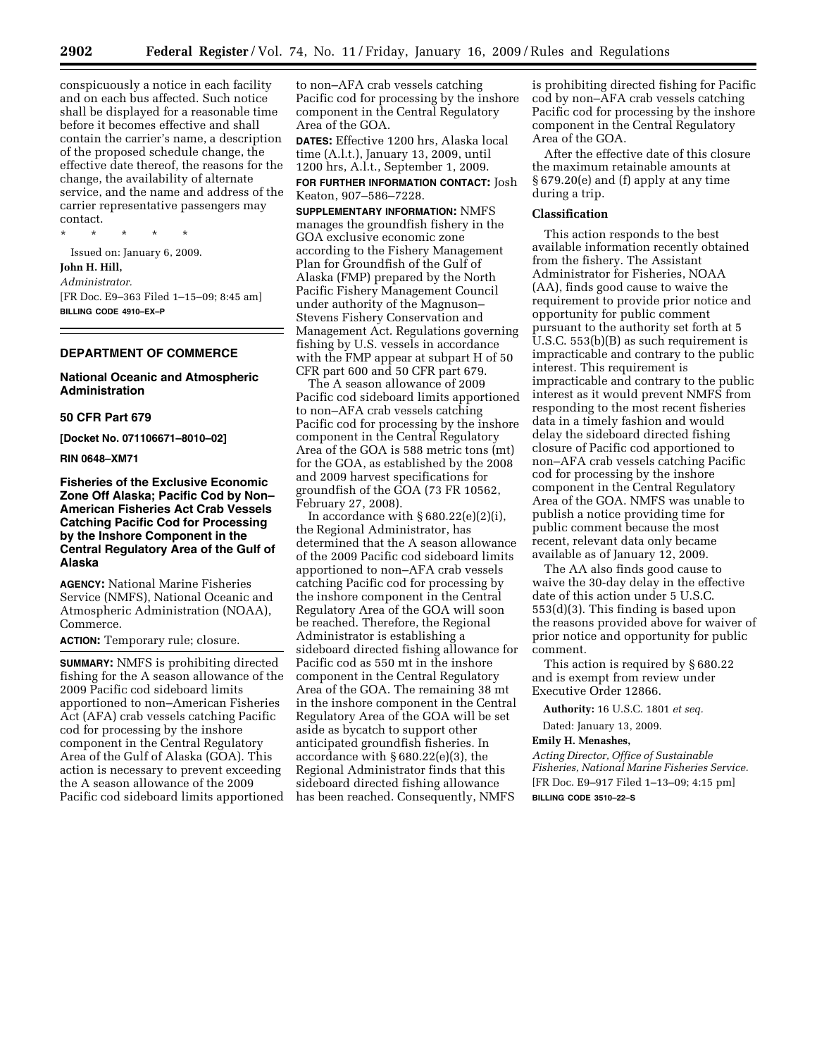conspicuously a notice in each facility and on each bus affected. Such notice shall be displayed for a reasonable time before it becomes effective and shall contain the carrier's name, a description of the proposed schedule change, the effective date thereof, the reasons for the change, the availability of alternate service, and the name and address of the carrier representative passengers may contact.

\* \* \* \* \*

Issued on: January 6, 2009.

**John H. Hill,**

*Administrator.*

[FR Doc. E9–363 Filed 1–15–09; 8:45 am]

**BILLING CODE 4910–EX–P**

---

## DEPARTMENT OF COMMERCE

### National Oceanic and Atmospheric Administration

### 50 CFR Part 679

**[Docket No. 071106671–8010–02]**

**RIN 0648–XM71**

### Fisheries of the Exclusive Economic Zone Off Alaska; Pacific Cod by Non–American Fisheries Act Crab Vessels Catching Pacific Cod for Processing by the Inshore Component in the Central Regulatory Area of the Gulf of Alaska

**AGENCY:** National Marine Fisheries Service (NMFS), National Oceanic and Atmospheric Administration (NOAA), Commerce.

**ACTION:** Temporary rule; closure.

**SUMMARY:** NMFS is prohibiting directed fishing for the A season allowance of the 2009 Pacific cod sideboard limits apportioned to non–American Fisheries Act (AFA) crab vessels catching Pacific cod for processing by the inshore component in the Central Regulatory Area of the Gulf of Alaska (GOA). This action is necessary to prevent exceeding the A season allowance of the 2009 Pacific cod sideboard limits apportioned to non–AFA crab vessels catching Pacific cod for processing by the inshore component in the Central Regulatory Area of the GOA.

**DATES:** Effective 1200 hrs, Alaska local time (A.l.t.), January 13, 2009, until 1200 hrs, A.l.t., September 1, 2009.

**FOR FURTHER INFORMATION CONTACT:** Josh Keaton, 907–586–7228.

**SUPPLEMENTARY INFORMATION:** NMFS manages the groundfish fishery in the GOA exclusive economic zone according to the Fishery Management Plan for Groundfish of the Gulf of Alaska (FMP) prepared by the North Pacific Fishery Management Council under authority of the Magnuson–Stevens Fishery Conservation and Management Act. Regulations governing fishing by U.S. vessels in accordance with the FMP appear at subpart H of 50 CFR part 600 and 50 CFR part 679.

The A season allowance of 2009 Pacific cod sideboard limits apportioned to non–AFA crab vessels catching Pacific cod for processing by the inshore component in the Central Regulatory Area of the GOA is 588 metric tons (mt) for the GOA, as established by the 2008 and 2009 harvest specifications for groundfish of the GOA (73 FR 10562, February 27, 2008).

In accordance with § 680.22(e)(2)(i), the Regional Administrator, has determined that the A season allowance of the 2009 Pacific cod sideboard limits apportioned to non–AFA crab vessels catching Pacific cod for processing by the inshore component in the Central Regulatory Area of the GOA will soon be reached. Therefore, the Regional Administrator is establishing a sideboard directed fishing allowance for Pacific cod as 550 mt in the inshore component in the Central Regulatory Area of the GOA. The remaining 38 mt in the inshore component in the Central Regulatory Area of the GOA will be set aside as bycatch to support other anticipated groundfish fisheries. In accordance with § 680.22(e)(3), the Regional Administrator finds that this sideboard directed fishing allowance has been reached. Consequently, NMFS is prohibiting directed fishing for Pacific cod by non–AFA crab vessels catching Pacific cod for processing by the inshore component in the Central Regulatory Area of the GOA.

After the effective date of this closure the maximum retainable amounts at § 679.20(e) and (f) apply at any time during a trip.

#### Classification

This action responds to the best available information recently obtained from the fishery. The Assistant Administrator for Fisheries, NOAA (AA), finds good cause to waive the requirement to provide prior notice and opportunity for public comment pursuant to the authority set forth at 5 U.S.C. 553(b)(B) as such requirement is impracticable and contrary to the public interest. This requirement is impracticable and contrary to the public interest as it would prevent NMFS from responding to the most recent fisheries data in a timely fashion and would delay the sideboard directed fishing closure of Pacific cod apportioned to non–AFA crab vessels catching Pacific cod for processing by the inshore component in the Central Regulatory Area of the GOA. NMFS was unable to publish a notice providing time for public comment because the most recent, relevant data only became available as of January 12, 2009.

The AA also finds good cause to waive the 30-day delay in the effective date of this action under 5 U.S.C. 553(d)(3). This finding is based upon the reasons provided above for waiver of prior notice and opportunity for public comment.

This action is required by § 680.22 and is exempt from review under Executive Order 12866.

**Authority:** 16 U.S.C. 1801 *et seq.*

Dated: January 13, 2009.

**Emily H. Menashes,**

*Acting Director, Office of Sustainable Fisheries, National Marine Fisheries Service.*

[FR Doc. E9–917 Filed 1–13–09; 4:15 pm]

**BILLING CODE 3510–22–S**